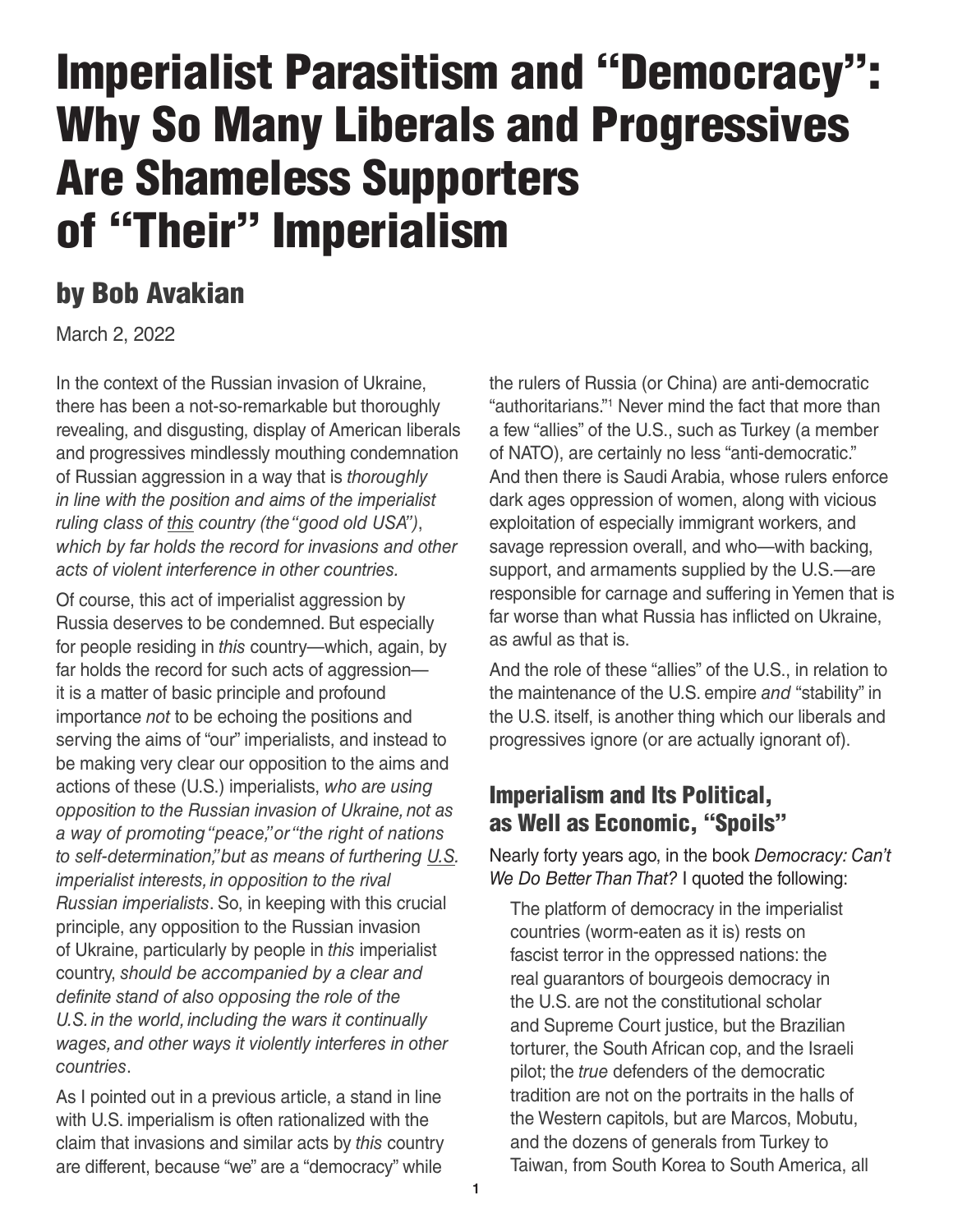# Imperialist Parasitism and "Democracy": Why So Many Liberals and Progressives Are Shameless Supporters of "Their" Imperialism

## by Bob Avakian

March 2, 2022

In the context of the Russian invasion of Ukraine, there has been a not-so-remarkable but thoroughly revealing, and disgusting, display of American liberals and progressives mindlessly mouthing condemnation of Russian aggression in a way that is *thoroughly in line with the position and aims of the imperialist ruling class of this country (the "good old USA"), which by far holds the record for invasions and other acts of violent interference in other countries.*

Of course, this act of imperialist aggression by Russia deserves to be condemned. But especially for people residing in *this* country—which, again, by far holds the record for such acts of aggression—it is a matter of basic principle and profound importance *not* to be echoing the positions and serving the aims of "our" imperialists, and instead to be making very clear our opposition to the aims and actions of these (U.S.) imperialists, *who are using opposition to the Russian invasion of Ukraine, not as a way of promoting "peace," or "the right of nations to self-determination," but as means of furthering U.S. imperialist interests, in opposition to the rival Russian imperialists*. So, in keeping with this crucial principle, any opposition to the Russian invasion of Ukraine, particularly by people in *this* imperialist country, *should be accompanied by a clear and definite stand of also opposing the role of the U.S. in the world, including the wars it continually wages, and other ways it violently interferes in other countries*.

As I pointed out in a previous article, a stand in line with U.S. imperialism is often rationalized with the claim that invasions and similar acts by *this* country are different, because "we" are a "democracy" while the rulers of Russia (or China) are anti-democratic "authoritarians."[1] Never mind the fact that more than a few "allies" of the U.S., such as Turkey (a member of NATO), are certainly no less "anti-democratic." And then there is Saudi Arabia, whose rulers enforce dark ages oppression of women, along with vicious exploitation of especially immigrant workers, and savage repression overall, and who—with backing, support, and armaments supplied by the U.S.—are responsible for carnage and suffering in Yemen that is far worse than what Russia has inflicted on Ukraine, as awful as that is.

And the role of these "allies" of the U.S., in relation to the maintenance of the U.S. empire *and* "stability" in the U.S. itself, is another thing which our liberals and progressives ignore (or are actually ignorant of).

## Imperialism and Its Political, as Well as Economic, "Spoils"

Nearly forty years ago, in the book *Democracy: Can't We Do Better Than That?* I quoted the following:

> The platform of democracy in the imperialist countries (worm-eaten as it is) rests on fascist terror in the oppressed nations: the real guarantors of bourgeois democracy in the U.S. are not the constitutional scholar and Supreme Court justice, but the Brazilian torturer, the South African cop, and the Israeli pilot; the *true* defenders of the democratic tradition are not on the portraits in the halls of the Western capitols, but are Marcos, Mobutu, and the dozens of generals from Turkey to Taiwan, from South Korea to South America, all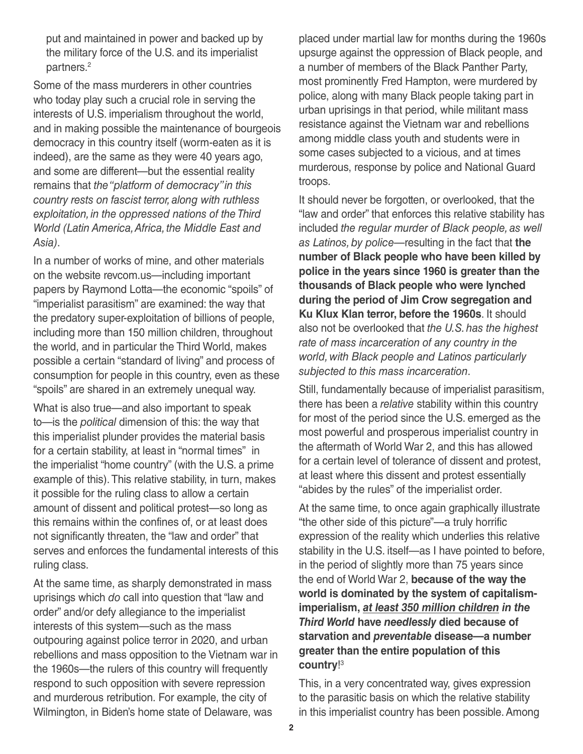put and maintained in power and backed up by the military force of the U.S. and its imperialist partners.[2]

Some of the mass murderers in other countries who today play such a crucial role in serving the interests of U.S. imperialism throughout the world, and in making possible the maintenance of bourgeois democracy in this country itself (worm-eaten as it is indeed), are the same as they were 40 years ago, and some are different—but the essential reality remains that *the "platform of democracy" in this country rests on fascist terror, along with ruthless exploitation, in the oppressed nations of the Third World (Latin America, Africa, the Middle East and Asia)*.

In a number of works of mine, and other materials on the website revcom.us—including important papers by Raymond Lotta—the economic "spoils" of "imperialist parasitism" are examined: the way that the predatory super-exploitation of billions of people, including more than 150 million children, throughout the world, and in particular the Third World, makes possible a certain "standard of living" and process of consumption for people in this country, even as these "spoils" are shared in an extremely unequal way.

What is also true—and also important to speak to—is the *political* dimension of this: the way that this imperialist plunder provides the material basis for a certain stability, at least in "normal times" in the imperialist "home country" (with the U.S. a prime example of this). This relative stability, in turn, makes it possible for the ruling class to allow a certain amount of dissent and political protest—so long as this remains within the confines of, or at least does not significantly threaten, the "law and order" that serves and enforces the fundamental interests of this ruling class.

At the same time, as sharply demonstrated in mass uprisings which *do* call into question that "law and order" and/or defy allegiance to the imperialist interests of this system—such as the mass outpouring against police terror in 2020, and urban rebellions and mass opposition to the Vietnam war in the 1960s—the rulers of this country will frequently respond to such opposition with severe repression and murderous retribution. For example, the city of Wilmington, in Biden's home state of Delaware, was placed under martial law for months during the 1960s upsurge against the oppression of Black people, and a number of members of the Black Panther Party, most prominently Fred Hampton, were murdered by police, along with many Black people taking part in urban uprisings in that period, while militant mass resistance against the Vietnam war and rebellions among middle class youth and students were in some cases subjected to a vicious, and at times murderous, response by police and National Guard troops.

It should never be forgotten, or overlooked, that the "law and order" that enforces this relative stability has included *the regular murder of Black people, as well as Latinos, by police*—resulting in the fact that **the number of Black people who have been killed by police in the years since 1960 is greater than the thousands of Black people who were lynched during the period of Jim Crow segregation and Ku Klux Klan terror, before the 1960s**. It should also not be overlooked that *the U.S. has the highest rate of mass incarceration of any country in the world, with Black people and Latinos particularly subjected to this mass incarceration*.

Still, fundamentally because of imperialist parasitism, there has been a *relative* stability within this country for most of the period since the U.S. emerged as the most powerful and prosperous imperialist country in the aftermath of World War 2, and this has allowed for a certain level of tolerance of dissent and protest, at least where this dissent and protest essentially "abides by the rules" of the imperialist order.

At the same time, to once again graphically illustrate "the other side of this picture"—a truly horrific expression of the reality which underlies this relative stability in the U.S. itself—as I have pointed to before, in the period of slightly more than 75 years since the end of World War 2, **because of the way the world is dominated by the system of capitalism-imperialism, *at least 350 million children in the Third World* have *needlessly* died because of starvation and *preventable* disease—a number greater than the entire population of this country**![3]

This, in a very concentrated way, gives expression to the parasitic basis on which the relative stability in this imperialist country has been possible. Among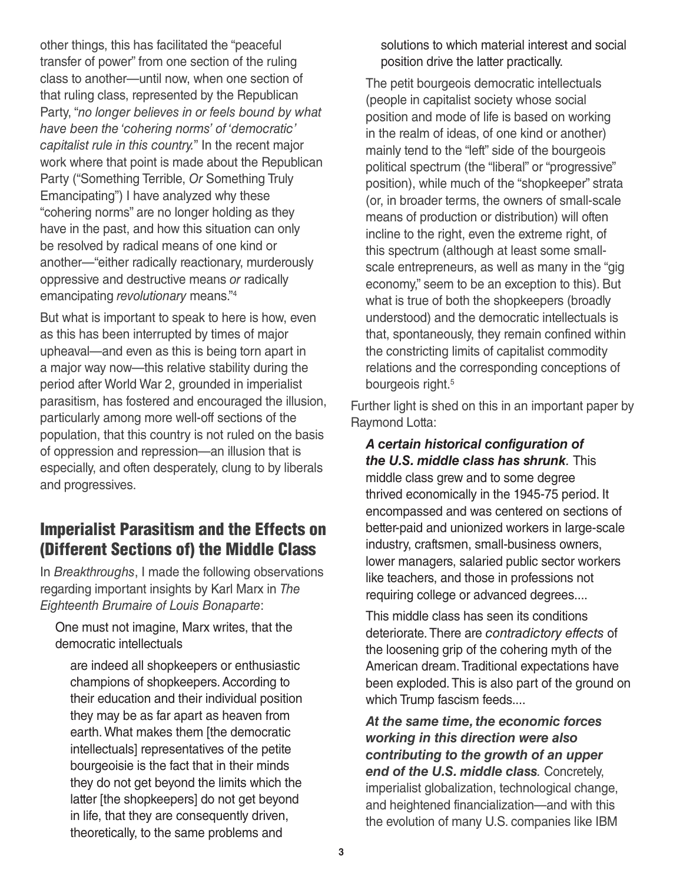other things, this has facilitated the "peaceful transfer of power" from one section of the ruling class to another—until now, when one section of that ruling class, represented by the Republican Party, "*no longer believes in or feels bound by what have been the 'cohering norms' of 'democratic' capitalist rule in this country.*" In the recent major work where that point is made about the Republican Party ("Something Terrible, *Or* Something Truly Emancipating") I have analyzed why these "cohering norms" are no longer holding as they have in the past, and how this situation can only be resolved by radical means of one kind or another—"either radically reactionary, murderously oppressive and destructive means *or* radically emancipating *revolutionary* means."[4]

But what is important to speak to here is how, even as this has been interrupted by times of major upheaval—and even as this is being torn apart in a major way now—this relative stability during the period after World War 2, grounded in imperialist parasitism, has fostered and encouraged the illusion, particularly among more well-off sections of the population, that this country is not ruled on the basis of oppression and repression—an illusion that is especially, and often desperately, clung to by liberals and progressives.

## Imperialist Parasitism and the Effects on (Different Sections of) the Middle Class

In *Breakthroughs*, I made the following observations regarding important insights by Karl Marx in *The Eighteenth Brumaire of Louis Bonaparte*:

> One must not imagine, Marx writes, that the democratic intellectuals
>
> > are indeed all shopkeepers or enthusiastic champions of shopkeepers. According to their education and their individual position they may be as far apart as heaven from earth. What makes them [the democratic intellectuals] representatives of the petite bourgeoisie is the fact that in their minds they do not get beyond the limits which the latter [the shopkeepers] do not get beyond in life, that they are consequently driven, theoretically, to the same problems and solutions to which material interest and social position drive the latter practically.
>
> The petit bourgeois democratic intellectuals (people in capitalist society whose social position and mode of life is based on working in the realm of ideas, of one kind or another) mainly tend to the "left" side of the bourgeois political spectrum (the "liberal" or "progressive" position), while much of the "shopkeeper" strata (or, in broader terms, the owners of small-scale means of production or distribution) will often incline to the right, even the extreme right, of this spectrum (although at least some small-scale entrepreneurs, as well as many in the "gig economy," seem to be an exception to this). But what is true of both the shopkeepers (broadly understood) and the democratic intellectuals is that, spontaneously, they remain confined within the constricting limits of capitalist commodity relations and the corresponding conceptions of bourgeois right.[5]

Further light is shed on this in an important paper by Raymond Lotta:

> ***A certain historical configuration of the U.S. middle class has shrunk.*** This middle class grew and to some degree thrived economically in the 1945-75 period. It encompassed and was centered on sections of better-paid and unionized workers in large-scale industry, craftsmen, small-business owners, lower managers, salaried public sector workers like teachers, and those in professions not requiring college or advanced degrees....
>
> This middle class has seen its conditions deteriorate. There are *contradictory effects* of the loosening grip of the cohering myth of the American dream. Traditional expectations have been exploded. This is also part of the ground on which Trump fascism feeds....
>
> ***At the same time, the economic forces working in this direction were also contributing to the growth of an upper end of the U.S. middle class.*** Concretely, imperialist globalization, technological change, and heightened financialization—and with this the evolution of many U.S. companies like IBM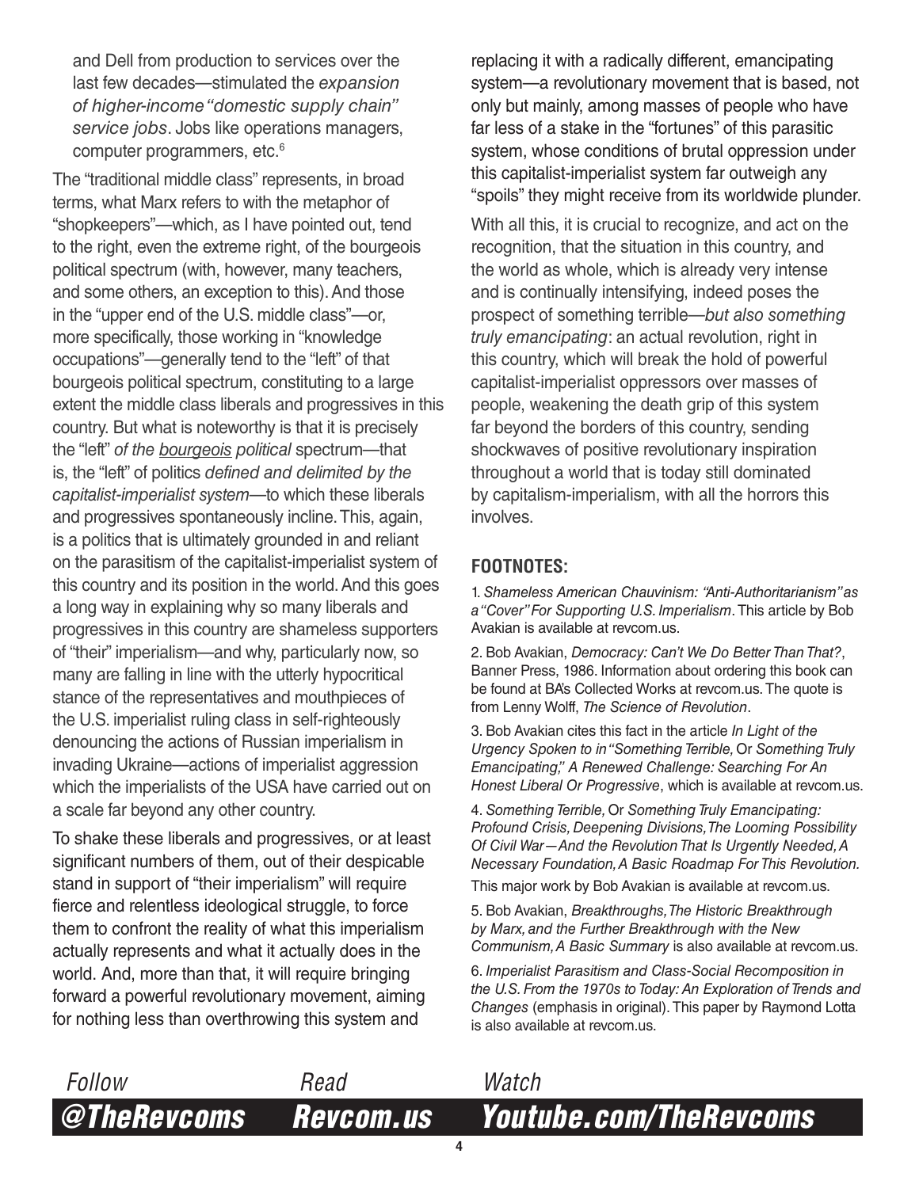and Dell from production to services over the last few decades—stimulated the *expansion of higher-income "domestic supply chain" service jobs*. Jobs like operations managers, computer programmers, etc.[6]

The "traditional middle class" represents, in broad terms, what Marx refers to with the metaphor of "shopkeepers"—which, as I have pointed out, tend to the right, even the extreme right, of the bourgeois political spectrum (with, however, many teachers, and some others, an exception to this). And those in the "upper end of the U.S. middle class"—or, more specifically, those working in "knowledge occupations"—generally tend to the "left" of that bourgeois political spectrum, constituting to a large extent the middle class liberals and progressives in this country. But what is noteworthy is that it is precisely the "left" *of the <u>bourgeois</u> political* spectrum—that is, the "left" of politics *defined and delimited by the capitalist-imperialist system*—to which these liberals and progressives spontaneously incline. This, again, is a politics that is ultimately grounded in and reliant on the parasitism of the capitalist-imperialist system of this country and its position in the world. And this goes a long way in explaining why so many liberals and progressives in this country are shameless supporters of "their" imperialism—and why, particularly now, so many are falling in line with the utterly hypocritical stance of the representatives and mouthpieces of the U.S. imperialist ruling class in self-righteously denouncing the actions of Russian imperialism in invading Ukraine—actions of imperialist aggression which the imperialists of the USA have carried out on a scale far beyond any other country.

To shake these liberals and progressives, or at least significant numbers of them, out of their despicable stand in support of "their imperialism" will require fierce and relentless ideological struggle, to force them to confront the reality of what this imperialism actually represents and what it actually does in the world. And, more than that, it will require bringing forward a powerful revolutionary movement, aiming for nothing less than overthrowing this system and replacing it with a radically different, emancipating system—a revolutionary movement that is based, not only but mainly, among masses of people who have far less of a stake in the "fortunes" of this parasitic system, whose conditions of brutal oppression under this capitalist-imperialist system far outweigh any "spoils" they might receive from its worldwide plunder.

With all this, it is crucial to recognize, and act on the recognition, that the situation in this country, and the world as whole, which is already very intense and is continually intensifying, indeed poses the prospect of something terrible—*but also something truly emancipating*: an actual revolution, right in this country, which will break the hold of powerful capitalist-imperialist oppressors over masses of people, weakening the death grip of this system far beyond the borders of this country, sending shockwaves of positive revolutionary inspiration throughout a world that is today still dominated by capitalism-imperialism, with all the horrors this involves.

## FOOTNOTES:

1. *Shameless American Chauvinism: "Anti-Authoritarianism" as a "Cover" For Supporting U.S. Imperialism*. This article by Bob Avakian is available at revcom.us.

2. Bob Avakian, *Democracy: Can't We Do Better Than That?*, Banner Press, 1986. Information about ordering this book can be found at BA's Collected Works at revcom.us. The quote is from Lenny Wolff, *The Science of Revolution*.

3. Bob Avakian cites this fact in the article *In Light of the Urgency Spoken to in "Something Terrible,* Or *Something Truly Emancipating," A Renewed Challenge: Searching For An Honest Liberal Or Progressive*, which is available at revcom.us.

4. *Something Terrible,* Or *Something Truly Emancipating: Profound Crisis, Deepening Divisions, The Looming Possibility Of Civil War—And the Revolution That Is Urgently Needed, A Necessary Foundation, A Basic Roadmap For This Revolution.* This major work by Bob Avakian is available at revcom.us.

5. Bob Avakian, *Breakthroughs, The Historic Breakthrough by Marx, and the Further Breakthrough with the New Communism, A Basic Summary* is also available at revcom.us.

6. *Imperialist Parasitism and Class-Social Recomposition in the U.S. From the 1970s to Today: An Exploration of Trends and Changes* (emphasis in original). This paper by Raymond Lotta is also available at revcom.us.

*Follow* **@TheRevcoms** *Read* **Revcom.us** *Watch* **Youtube.com/TheRevcoms**